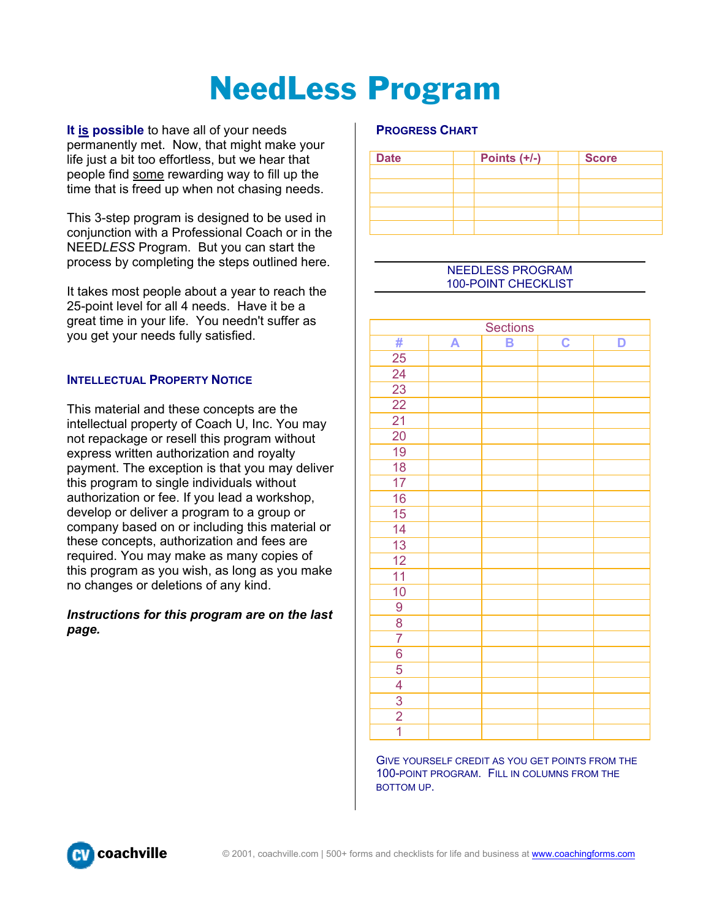# NeedLess Program

**It <u>is</u> possible** to have all of your needs permanently met. Now, that might make your life just a bit too effortless, but we hear that people find <u>some</u> rewarding way to fill up the time that is freed up when not chasing needs.

This 3-step program is designed to be used in conjunction with a Professional Coach or in the NEED*LESS* Program. But you can start the process by completing the steps outlined here.

It takes most people about a year to reach the 25-point level for all 4 needs. Have it be a great time in your life. You needn't suffer as you get your needs fully satisfied.

### INTELLECTUAL PROPERTY NOTICE

This material and these concepts are the intellectual property of Coach U, Inc. You may not repackage or resell this program without express written authorization and royalty payment. The exception is that you may deliver this program to single individuals without authorization or fee. If you lead a workshop, develop or deliver a program to a group or company based on or including this material or these concepts, authorization and fees are required. You may make as many copies of this program as you wish, as long as you make no changes or deletions of any kind.

***Instructions for this program are on the last page.***

### PROGRESS CHART

| Date | | Points (+/-) | | Score |
|---|---|---|---|---|
| | | | | |
| | | | | |
| | | | | |
| | | | | |
| | | | | |

### NEEDLESS PROGRAM
### 100-POINT CHECKLIST

| Sections | | | | |
|---|---|---|---|---|
| # | A | B | C | D |
| 25 | | | | |
| 24 | | | | |
| 23 | | | | |
| 22 | | | | |
| 21 | | | | |
| 20 | | | | |
| 19 | | | | |
| 18 | | | | |
| 17 | | | | |
| 16 | | | | |
| 15 | | | | |
| 14 | | | | |
| 13 | | | | |
| 12 | | | | |
| 11 | | | | |
| 10 | | | | |
| 9 | | | | |
| 8 | | | | |
| 7 | | | | |
| 6 | | | | |
| 5 | | | | |
| 4 | | | | |
| 3 | | | | |
| 2 | | | | |
| 1 | | | | |

GIVE YOURSELF CREDIT AS YOU GET POINTS FROM THE 100-POINT PROGRAM. FILL IN COLUMNS FROM THE BOTTOM UP.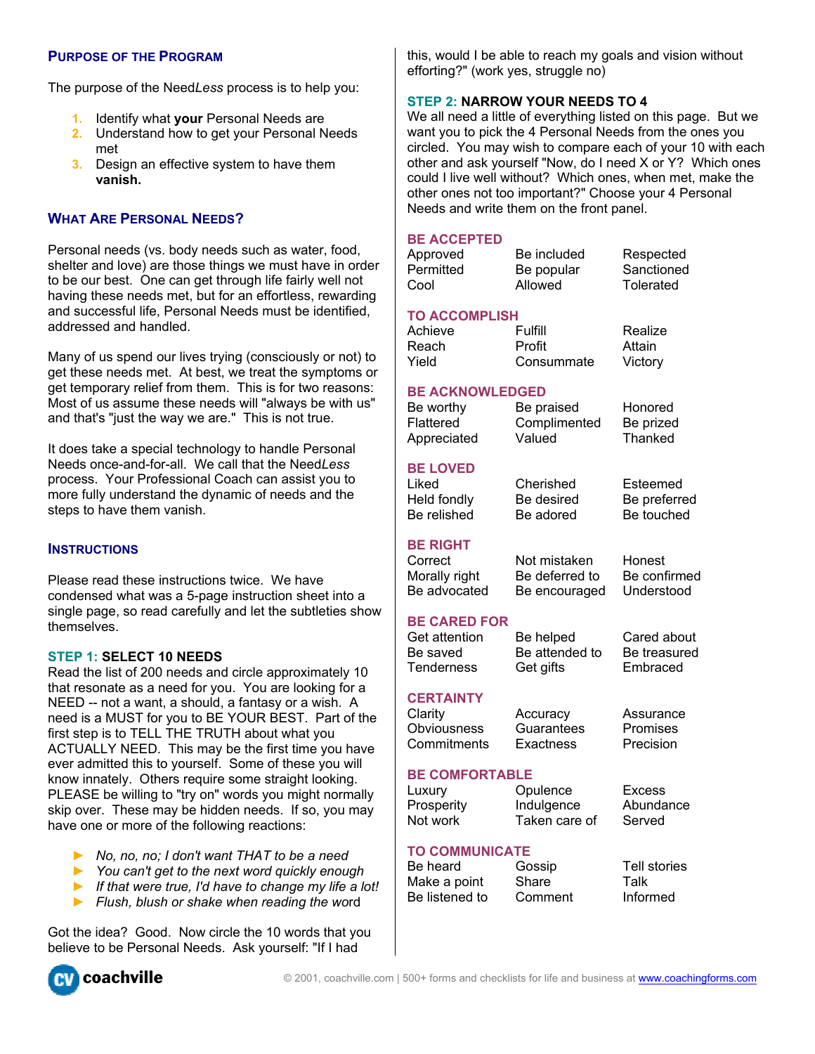## Purpose of the Program

The purpose of the Need*Less* process is to help you:

1. Identify what **your** Personal Needs are
2. Understand how to get your Personal Needs met
3. Design an effective system to have them **vanish.**

## What Are Personal Needs?

Personal needs (vs. body needs such as water, food, shelter and love) are those things we must have in order to be our best. One can get through life fairly well not having these needs met, but for an effortless, rewarding and successful life, Personal Needs must be identified, addressed and handled.

Many of us spend our lives trying (consciously or not) to get these needs met. At best, we treat the symptoms or get temporary relief from them. This is for two reasons: Most of us assume these needs will "always be with us" and that's "just the way we are." This is not true.

It does take a special technology to handle Personal Needs once-and-for-all. We call that the Need*Less* process. Your Professional Coach can assist you to more fully understand the dynamic of needs and the steps to have them vanish.

## Instructions

Please read these instructions twice. We have condensed what was a 5-page instruction sheet into a single page, so read carefully and let the subtleties show themselves.

### STEP 1: SELECT 10 NEEDS

Read the list of 200 needs and circle approximately 10 that resonate as a need for you. You are looking for a NEED -- not a want, a should, a fantasy or a wish. A need is a MUST for you to BE YOUR BEST. Part of the first step is to TELL THE TRUTH about what you ACTUALLY NEED. This may be the first time you have ever admitted this to yourself. Some of these you will know innately. Others require some straight looking. PLEASE be willing to "try on" words you might normally skip over. These may be hidden needs. If so, you may have one or more of the following reactions:

- *No, no, no; I don't want THAT to be a need*
- *You can't get to the next word quickly enough*
- *If that were true, I'd have to change my life a lot!*
- *Flush, blush or shake when reading the word*

Got the idea? Good. Now circle the 10 words that you believe to be Personal Needs. Ask yourself: "If I had this, would I be able to reach my goals and vision without efforting?" (work yes, struggle no)

### STEP 2: NARROW YOUR NEEDS TO 4

We all need a little of everything listed on this page. But we want you to pick the 4 Personal Needs from the ones you circled. You may wish to compare each of your 10 with each other and ask yourself "Now, do I need X or Y? Which ones could I live well without? Which ones, when met, make the other ones not too important?" Choose your 4 Personal Needs and write them on the front panel.

**BE ACCEPTED**

| | | |
|---|---|---|
| Approved | Be included | Respected |
| Permitted | Be popular | Sanctioned |
| Cool | Allowed | Tolerated |

**TO ACCOMPLISH**

| | | |
|---|---|---|
| Achieve | Fulfill | Realize |
| Reach | Profit | Attain |
| Yield | Consummate | Victory |

**BE ACKNOWLEDGED**

| | | |
|---|---|---|
| Be worthy | Be praised | Honored |
| Flattered | Complimented | Be prized |
| Appreciated | Valued | Thanked |

**BE LOVED**

| | | |
|---|---|---|
| Liked | Cherished | Esteemed |
| Held fondly | Be desired | Be preferred |
| Be relished | Be adored | Be touched |

**BE RIGHT**

| | | |
|---|---|---|
| Correct | Not mistaken | Honest |
| Morally right | Be deferred to | Be confirmed |
| Be advocated | Be encouraged | Understood |

**BE CARED FOR**

| | | |
|---|---|---|
| Get attention | Be helped | Cared about |
| Be saved | Be attended to | Be treasured |
| Tenderness | Get gifts | Embraced |

**CERTAINTY**

| | | |
|---|---|---|
| Clarity | Accuracy | Assurance |
| Obviousness | Guarantees | Promises |
| Commitments | Exactness | Precision |

**BE COMFORTABLE**

| | | |
|---|---|---|
| Luxury | Opulence | Excess |
| Prosperity | Indulgence | Abundance |
| Not work | Taken care of | Served |

**TO COMMUNICATE**

| | | |
|---|---|---|
| Be heard | Gossip | Tell stories |
| Make a point | Share | Talk |
| Be listened to | Comment | Informed |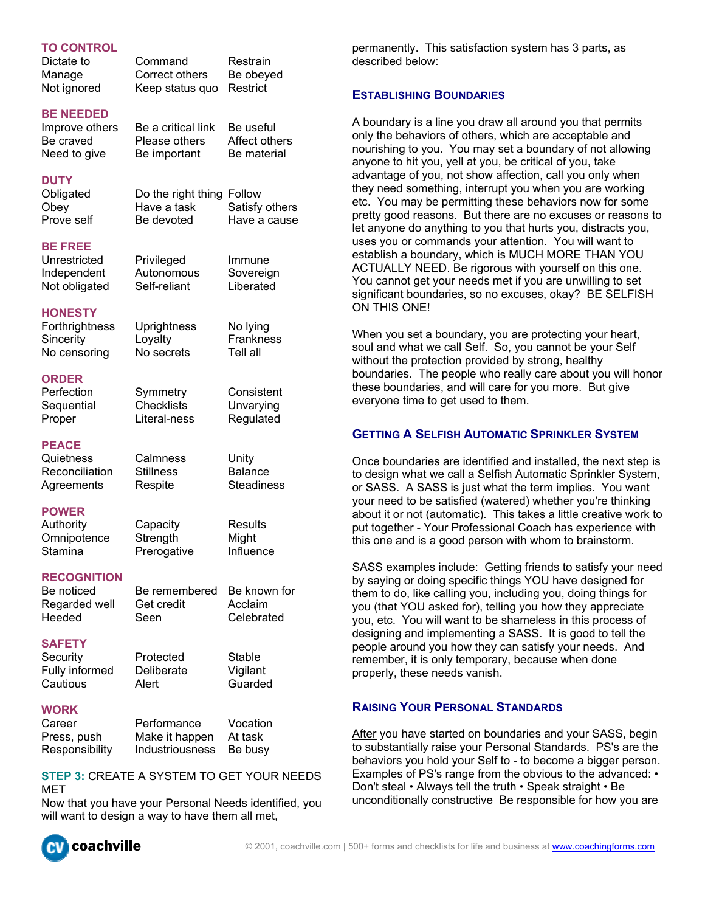**TO CONTROL**

| | | |
|---|---|---|
| Dictate to | Command | Restrain |
| Manage | Correct others | Be obeyed |
| Not ignored | Keep status quo | Restrict |

**BE NEEDED**

| | | |
|---|---|---|
| Improve others | Be a critical link | Be useful |
| Be craved | Please others | Affect others |
| Need to give | Be important | Be material |

**DUTY**

| | | |
|---|---|---|
| Obligated | Do the right thing | Follow |
| Obey | Have a task | Satisfy others |
| Prove self | Be devoted | Have a cause |

**BE FREE**

| | | |
|---|---|---|
| Unrestricted | Privileged | Immune |
| Independent | Autonomous | Sovereign |
| Not obligated | Self-reliant | Liberated |

**HONESTY**

| | | |
|---|---|---|
| Forthrightness | Uprightness | No lying |
| Sincerity | Loyalty | Frankness |
| No censoring | No secrets | Tell all |

**ORDER**

| | | |
|---|---|---|
| Perfection | Symmetry | Consistent |
| Sequential | Checklists | Unvarying |
| Proper | Literal-ness | Regulated |

**PEACE**

| | | |
|---|---|---|
| Quietness | Calmness | Unity |
| Reconciliation | Stillness | Balance |
| Agreements | Respite | Steadiness |

**POWER**

| | | |
|---|---|---|
| Authority | Capacity | Results |
| Omnipotence | Strength | Might |
| Stamina | Prerogative | Influence |

**RECOGNITION**

| | | |
|---|---|---|
| Be noticed | Be remembered | Be known for |
| Regarded well | Get credit | Acclaim |
| Heeded | Seen | Celebrated |

**SAFETY**

| | | |
|---|---|---|
| Security | Protected | Stable |
| Fully informed | Deliberate | Vigilant |
| Cautious | Alert | Guarded |

**WORK**

| | | |
|---|---|---|
| Career | Performance | Vocation |
| Press, push | Make it happen | At task |
| Responsibility | Industriousness | Be busy |

## STEP 3: CREATE A SYSTEM TO GET YOUR NEEDS MET

Now that you have your Personal Needs identified, you will want to design a way to have them all met, permanently. This satisfaction system has 3 parts, as described below:

### ESTABLISHING BOUNDARIES

A boundary is a line you draw all around you that permits only the behaviors of others, which are acceptable and nourishing to you. You may set a boundary of not allowing anyone to hit you, yell at you, be critical of you, take advantage of you, not show affection, call you only when they need something, interrupt you when you are working etc. You may be permitting these behaviors now for some pretty good reasons. But there are no excuses or reasons to let anyone do anything to you that hurts you, distracts you, uses you or commands your attention. You will want to establish a boundary, which is MUCH MORE THAN YOU ACTUALLY NEED. Be rigorous with yourself on this one. You cannot get your needs met if you are unwilling to set significant boundaries, so no excuses, okay? BE SELFISH ON THIS ONE!

When you set a boundary, you are protecting your heart, soul and what we call Self. So, you cannot be your Self without the protection provided by strong, healthy boundaries. The people who really care about you will honor these boundaries, and will care for you more. But give everyone time to get used to them.

### GETTING A SELFISH AUTOMATIC SPRINKLER SYSTEM

Once boundaries are identified and installed, the next step is to design what we call a Selfish Automatic Sprinkler System, or SASS. A SASS is just what the term implies. You want your need to be satisfied (watered) whether you're thinking about it or not (automatic). This takes a little creative work to put together - Your Professional Coach has experience with this one and is a good person with whom to brainstorm.

SASS examples include: Getting friends to satisfy your need by saying or doing specific things YOU have designed for them to do, like calling you, including you, doing things for you (that YOU asked for), telling you how they appreciate you, etc. You will want to be shameless in this process of designing and implementing a SASS. It is good to tell the people around you how they can satisfy your needs. And remember, it is only temporary, because when done properly, these needs vanish.

### RAISING YOUR PERSONAL STANDARDS

After you have started on boundaries and your SASS, begin to substantially raise your Personal Standards. PS's are the behaviors you hold your Self to - to become a bigger person. Examples of PS's range from the obvious to the advanced: • Don't steal • Always tell the truth • Speak straight • Be unconditionally constructive Be responsible for how you are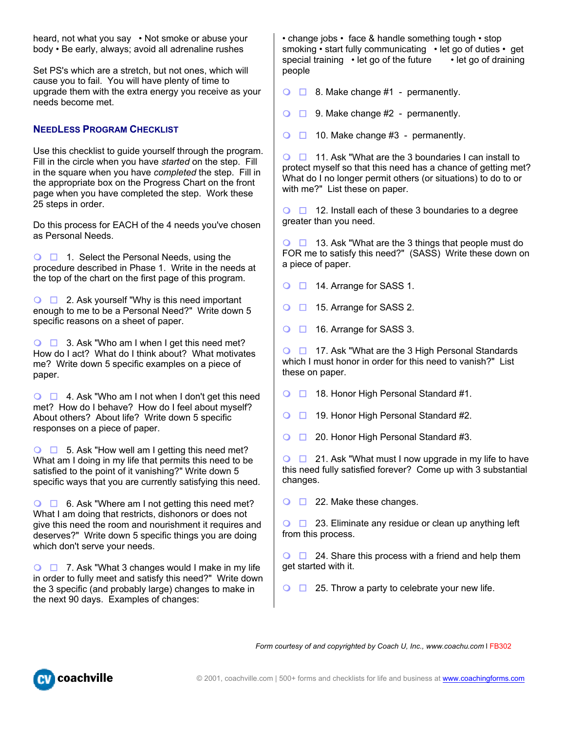heard, not what you say • Not smoke or abuse your body • Be early, always; avoid all adrenaline rushes

Set PS's which are a stretch, but not ones, which will cause you to fail. You will have plenty of time to upgrade them with the extra energy you receive as your needs become met.

## NeedLess Program Checklist

Use this checklist to guide yourself through the program. Fill in the circle when you have *started* on the step. Fill in the square when you have *completed* the step. Fill in the appropriate box on the Progress Chart on the front page when you have completed the step. Work these 25 steps in order.

Do this process for EACH of the 4 needs you've chosen as Personal Needs.

○ ☐ 1. Select the Personal Needs, using the procedure described in Phase 1. Write in the needs at the top of the chart on the first page of this program.

○ ☐ 2. Ask yourself "Why is this need important enough to me to be a Personal Need?" Write down 5 specific reasons on a sheet of paper.

○ ☐ 3. Ask "Who am I when I get this need met? How do I act? What do I think about? What motivates me? Write down 5 specific examples on a piece of paper.

○ ☐ 4. Ask "Who am I not when I don't get this need met? How do I behave? How do I feel about myself? About others? About life? Write down 5 specific responses on a piece of paper.

○ ☐ 5. Ask "How well am I getting this need met? What am I doing in my life that permits this need to be satisfied to the point of it vanishing?" Write down 5 specific ways that you are currently satisfying this need.

○ ☐ 6. Ask "Where am I not getting this need met? What I am doing that restricts, dishonors or does not give this need the room and nourishment it requires and deserves?" Write down 5 specific things you are doing which don't serve your needs.

○ ☐ 7. Ask "What 3 changes would I make in my life in order to fully meet and satisfy this need?" Write down the 3 specific (and probably large) changes to make in the next 90 days. Examples of changes:

• change jobs • face & handle something tough • stop smoking • start fully communicating • let go of duties • get special training • let go of the future • let go of draining people

○ ☐ 8. Make change #1 - permanently.

○ ☐ 9. Make change #2 - permanently.

○ ☐ 10. Make change #3 - permanently.

○ ☐ 11. Ask "What are the 3 boundaries I can install to protect myself so that this need has a chance of getting met? What do I no longer permit others (or situations) to do to or with me?" List these on paper.

○ ☐ 12. Install each of these 3 boundaries to a degree greater than you need.

○ ☐ 13. Ask "What are the 3 things that people must do FOR me to satisfy this need?" (SASS) Write these down on a piece of paper.

○ ☐ 14. Arrange for SASS 1.

○ ☐ 15. Arrange for SASS 2.

○ ☐ 16. Arrange for SASS 3.

○ ☐ 17. Ask "What are the 3 High Personal Standards which I must honor in order for this need to vanish?" List these on paper.

○ ☐ 18. Honor High Personal Standard #1.

○ ☐ 19. Honor High Personal Standard #2.

○ ☐ 20. Honor High Personal Standard #3.

○ ☐ 21. Ask "What must I now upgrade in my life to have this need fully satisfied forever? Come up with 3 substantial changes.

○ ☐ 22. Make these changes.

○ ☐ 23. Eliminate any residue or clean up anything left from this process.

○ ☐ 24. Share this process with a friend and help them get started with it.

○ ☐ 25. Throw a party to celebrate your new life.

*Form courtesy of and copyrighted by Coach U, Inc., www.coachu.com* l FB302